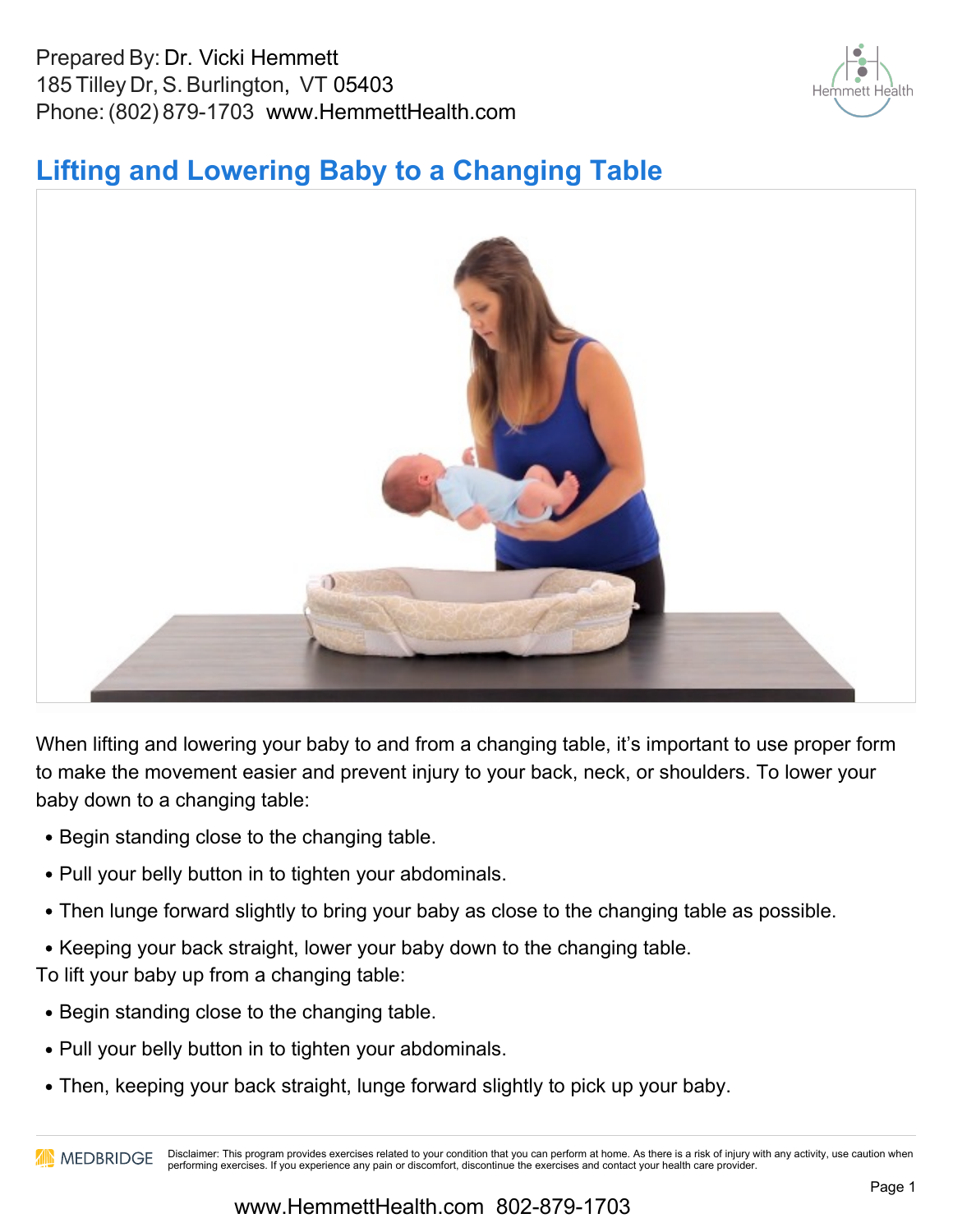Prepared By: Dr. Vicki Hemmett
185 Tilley Dr, S. Burlington, VT 05403
Phone: (802) 879-1703 www.HemmettHealth.com

## Lifting and Lowering Baby to a Changing Table

When lifting and lowering your baby to and from a changing table, it's important to use proper form to make the movement easier and prevent injury to your back, neck, or shoulders. To lower your baby down to a changing table:

- Begin standing close to the changing table.
- Pull your belly button in to tighten your abdominals.
- Then lunge forward slightly to bring your baby as close to the changing table as possible.
- Keeping your back straight, lower your baby down to the changing table.

To lift your baby up from a changing table:

- Begin standing close to the changing table.
- Pull your belly button in to tighten your abdominals.
- Then, keeping your back straight, lunge forward slightly to pick up your baby.

Disclaimer: This program provides exercises related to your condition that you can perform at home. As there is a risk of injury with any activity, use caution when performing exercises. If you experience any pain or discomfort, discontinue the exercises and contact your health care provider.

www.HemmettHealth.com 802-879-1703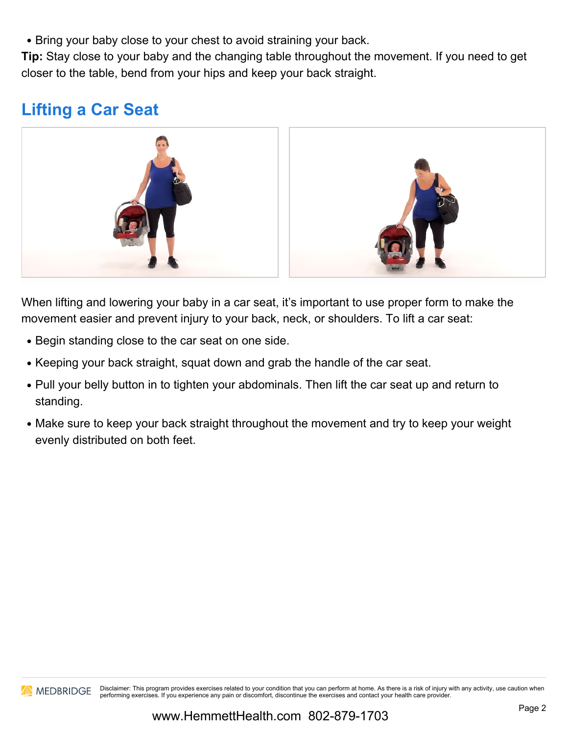- Bring your baby close to your chest to avoid straining your back.

**Tip:** Stay close to your baby and the changing table throughout the movement. If you need to get closer to the table, bend from your hips and keep your back straight.

## Lifting a Car Seat

When lifting and lowering your baby in a car seat, it's important to use proper form to make the movement easier and prevent injury to your back, neck, or shoulders. To lift a car seat:

- Begin standing close to the car seat on one side.
- Keeping your back straight, squat down and grab the handle of the car seat.
- Pull your belly button in to tighten your abdominals. Then lift the car seat up and return to standing.
- Make sure to keep your back straight throughout the movement and try to keep your weight evenly distributed on both feet.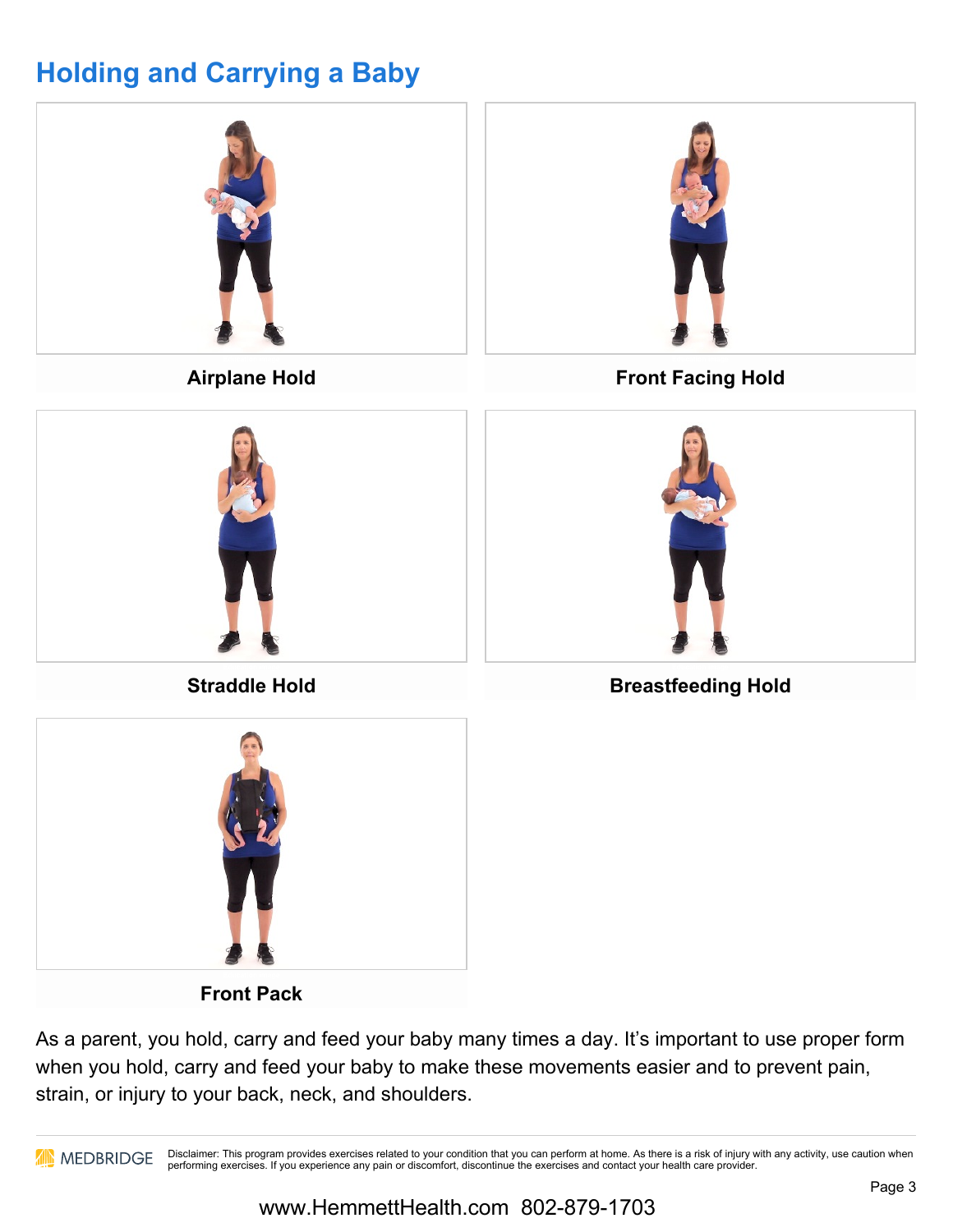# Holding and Carrying a Baby

**Airplane Hold**

**Front Facing Hold**

**Straddle Hold**

**Breastfeeding Hold**

**Front Pack**

As a parent, you hold, carry and feed your baby many times a day. It's important to use proper form when you hold, carry and feed your baby to make these movements easier and to prevent pain, strain, or injury to your back, neck, and shoulders.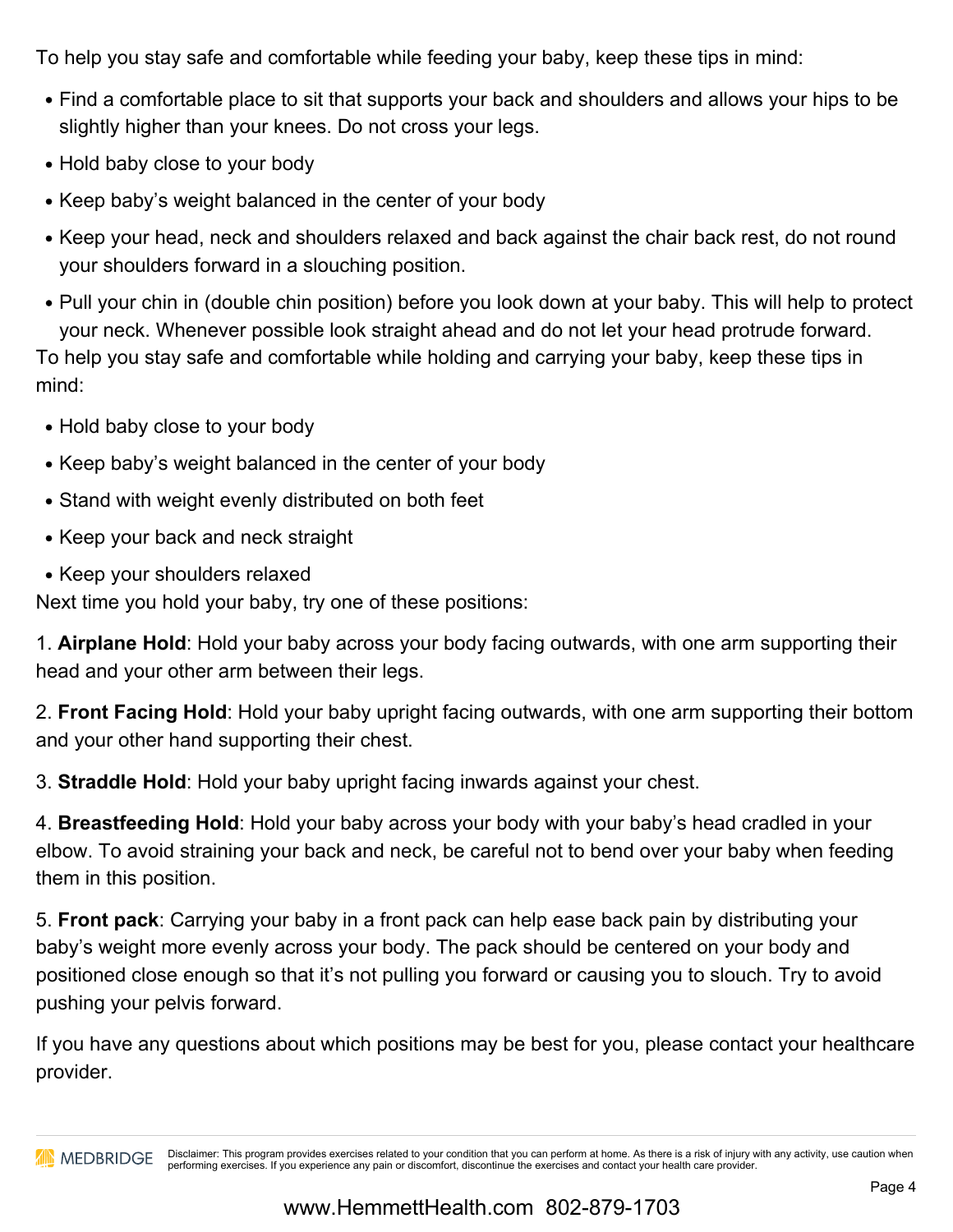To help you stay safe and comfortable while feeding your baby, keep these tips in mind:

- Find a comfortable place to sit that supports your back and shoulders and allows your hips to be slightly higher than your knees. Do not cross your legs.
- Hold baby close to your body
- Keep baby's weight balanced in the center of your body
- Keep your head, neck and shoulders relaxed and back against the chair back rest, do not round your shoulders forward in a slouching position.
- Pull your chin in (double chin position) before you look down at your baby. This will help to protect your neck. Whenever possible look straight ahead and do not let your head protrude forward.

To help you stay safe and comfortable while holding and carrying your baby, keep these tips in mind:

- Hold baby close to your body
- Keep baby's weight balanced in the center of your body
- Stand with weight evenly distributed on both feet
- Keep your back and neck straight
- Keep your shoulders relaxed

Next time you hold your baby, try one of these positions:

1. **Airplane Hold**: Hold your baby across your body facing outwards, with one arm supporting their head and your other arm between their legs.

2. **Front Facing Hold**: Hold your baby upright facing outwards, with one arm supporting their bottom and your other hand supporting their chest.

3. **Straddle Hold**: Hold your baby upright facing inwards against your chest.

4. **Breastfeeding Hold**: Hold your baby across your body with your baby's head cradled in your elbow. To avoid straining your back and neck, be careful not to bend over your baby when feeding them in this position.

5. **Front pack**: Carrying your baby in a front pack can help ease back pain by distributing your baby's weight more evenly across your body. The pack should be centered on your body and positioned close enough so that it's not pulling you forward or causing you to slouch. Try to avoid pushing your pelvis forward.

If you have any questions about which positions may be best for you, please contact your healthcare provider.

Disclaimer: This program provides exercises related to your condition that you can perform at home. As there is a risk of injury with any activity, use caution when performing exercises. If you experience any pain or discomfort, discontinue the exercises and contact your health care provider.

www.HemmettHealth.com 802-879-1703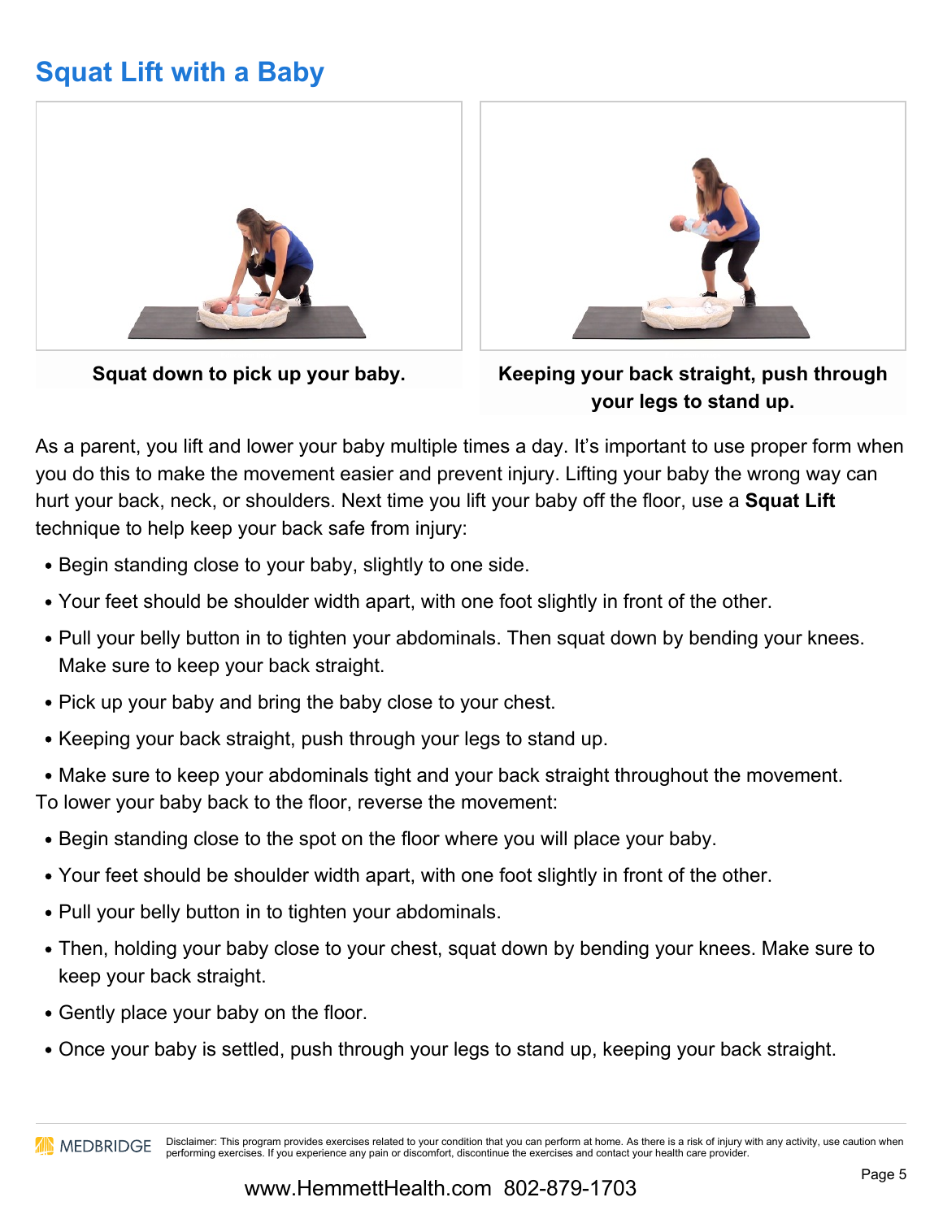## Squat Lift with a Baby

**Squat down to pick up your baby.**

**Keeping your back straight, push through your legs to stand up.**

As a parent, you lift and lower your baby multiple times a day. It's important to use proper form when you do this to make the movement easier and prevent injury. Lifting your baby the wrong way can hurt your back, neck, or shoulders. Next time you lift your baby off the floor, use a **Squat Lift** technique to help keep your back safe from injury:

- Begin standing close to your baby, slightly to one side.
- Your feet should be shoulder width apart, with one foot slightly in front of the other.
- Pull your belly button in to tighten your abdominals. Then squat down by bending your knees. Make sure to keep your back straight.
- Pick up your baby and bring the baby close to your chest.
- Keeping your back straight, push through your legs to stand up.
- Make sure to keep your abdominals tight and your back straight throughout the movement.

To lower your baby back to the floor, reverse the movement:

- Begin standing close to the spot on the floor where you will place your baby.
- Your feet should be shoulder width apart, with one foot slightly in front of the other.
- Pull your belly button in to tighten your abdominals.
- Then, holding your baby close to your chest, squat down by bending your knees. Make sure to keep your back straight.
- Gently place your baby on the floor.
- Once your baby is settled, push through your legs to stand up, keeping your back straight.

MEDBRIDGE Disclaimer: This program provides exercises related to your condition that you can perform at home. As there is a risk of injury with any activity, use caution when performing exercises. If you experience any pain or discomfort, discontinue the exercises and contact your health care provider.

www.HemmettHealth.com 802-879-1703